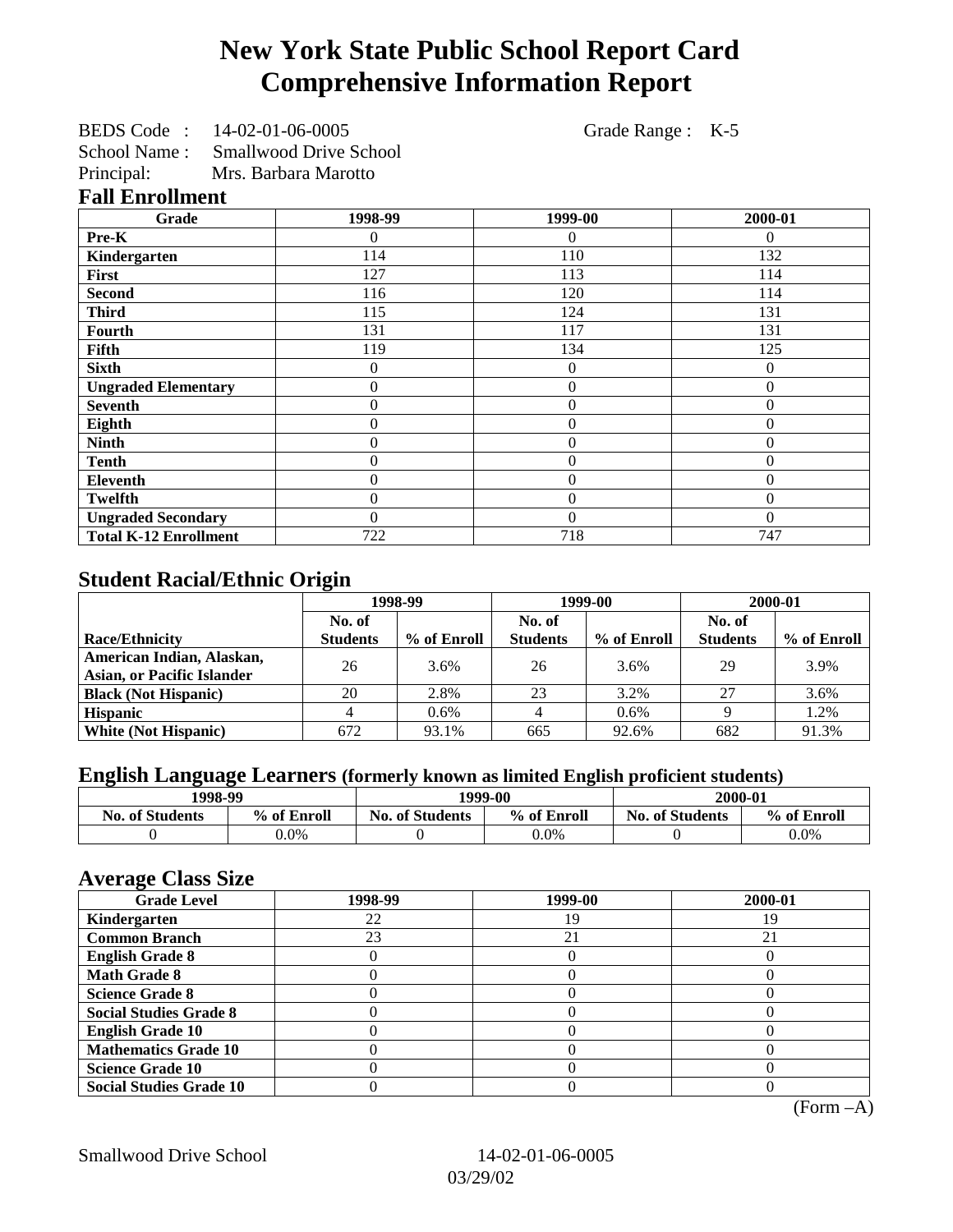# New York State Public School Report Card
# Comprehensive Information Report

BEDS Code : 14-02-01-06-0005 Grade Range : K-5
School Name : Smallwood Drive School
Principal: Mrs. Barbara Marotto

## Fall Enrollment

| Grade | 1998-99 | 1999-00 | 2000-01 |
|---|---|---|---|
| Pre-K | 0 | 0 | 0 |
| Kindergarten | 114 | 110 | 132 |
| First | 127 | 113 | 114 |
| Second | 116 | 120 | 114 |
| Third | 115 | 124 | 131 |
| Fourth | 131 | 117 | 131 |
| Fifth | 119 | 134 | 125 |
| Sixth | 0 | 0 | 0 |
| Ungraded Elementary | 0 | 0 | 0 |
| Seventh | 0 | 0 | 0 |
| Eighth | 0 | 0 | 0 |
| Ninth | 0 | 0 | 0 |
| Tenth | 0 | 0 | 0 |
| Eleventh | 0 | 0 | 0 |
| Twelfth | 0 | 0 | 0 |
| Ungraded Secondary | 0 | 0 | 0 |
| Total K-12 Enrollment | 722 | 718 | 747 |

## Student Racial/Ethnic Origin

| | 1998-99 | | 1999-00 | | 2000-01 | |
|---|---|---|---|---|---|---|
| Race/Ethnicity | No. of Students | % of Enroll | No. of Students | % of Enroll | No. of Students | % of Enroll |
| American Indian, Alaskan, Asian, or Pacific Islander | 26 | 3.6% | 26 | 3.6% | 29 | 3.9% |
| Black (Not Hispanic) | 20 | 2.8% | 23 | 3.2% | 27 | 3.6% |
| Hispanic | 4 | 0.6% | 4 | 0.6% | 9 | 1.2% |
| White (Not Hispanic) | 672 | 93.1% | 665 | 92.6% | 682 | 91.3% |

## English Language Learners (formerly known as limited English proficient students)

| 1998-99 | | 1999-00 | | 2000-01 | |
|---|---|---|---|---|---|
| No. of Students | % of Enroll | No. of Students | % of Enroll | No. of Students | % of Enroll |
| 0 | 0.0% | 0 | 0.0% | 0 | 0.0% |

## Average Class Size

| Grade Level | 1998-99 | 1999-00 | 2000-01 |
|---|---|---|---|
| Kindergarten | 22 | 19 | 19 |
| Common Branch | 23 | 21 | 21 |
| English Grade 8 | 0 | 0 | 0 |
| Math Grade 8 | 0 | 0 | 0 |
| Science Grade 8 | 0 | 0 | 0 |
| Social Studies Grade 8 | 0 | 0 | 0 |
| English Grade 10 | 0 | 0 | 0 |
| Mathematics Grade 10 | 0 | 0 | 0 |
| Science Grade 10 | 0 | 0 | 0 |
| Social Studies Grade 10 | 0 | 0 | 0 |

(Form –A)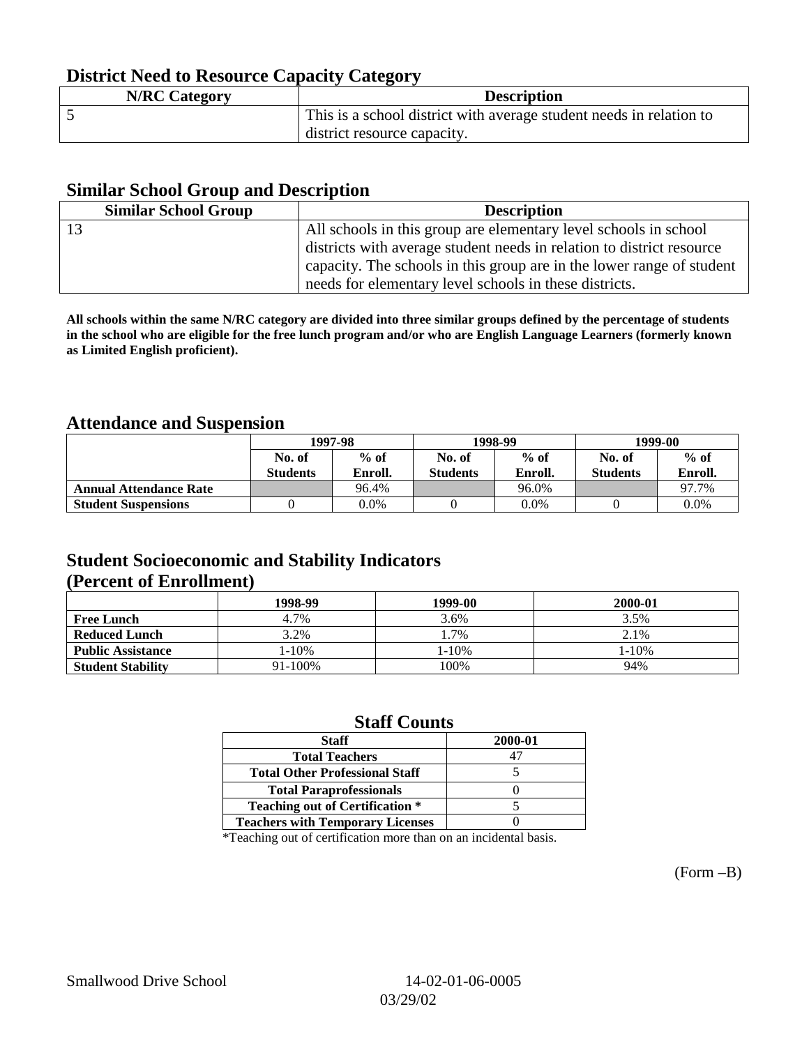## District Need to Resource Capacity Category

| N/RC Category | Description |
|---|---|
| 5 | This is a school district with average student needs in relation to district resource capacity. |

## Similar School Group and Description

| Similar School Group | Description |
|---|---|
| 13 | All schools in this group are elementary level schools in school districts with average student needs in relation to district resource capacity. The schools in this group are in the lower range of student needs for elementary level schools in these districts. |

**All schools within the same N/RC category are divided into three similar groups defined by the percentage of students in the school who are eligible for the free lunch program and/or who are English Language Learners (formerly known as Limited English proficient).**

## Attendance and Suspension

| | 1997-98 | | 1998-99 | | 1999-00 | |
|---|---|---|---|---|---|---|
| | No. of Students | % of Enroll. | No. of Students | % of Enroll. | No. of Students | % of Enroll. |
| **Annual Attendance Rate** | | 96.4% | | 96.0% | | 97.7% |
| **Student Suspensions** | 0 | 0.0% | 0 | 0.0% | 0 | 0.0% |

## Student Socioeconomic and Stability Indicators (Percent of Enrollment)

| | 1998-99 | 1999-00 | 2000-01 |
|---|---|---|---|
| **Free Lunch** | 4.7% | 3.6% | 3.5% |
| **Reduced Lunch** | 3.2% | 1.7% | 2.1% |
| **Public Assistance** | 1-10% | 1-10% | 1-10% |
| **Student Stability** | 91-100% | 100% | 94% |

## Staff Counts

| Staff | 2000-01 |
|---|---|
| Total Teachers | 47 |
| Total Other Professional Staff | 5 |
| Total Paraprofessionals | 0 |
| Teaching out of Certification * | 5 |
| Teachers with Temporary Licenses | 0 |

*Teaching out of certification more than on an incidental basis.

(Form –B)

Smallwood Drive School 14-02-01-06-0005
03/29/02